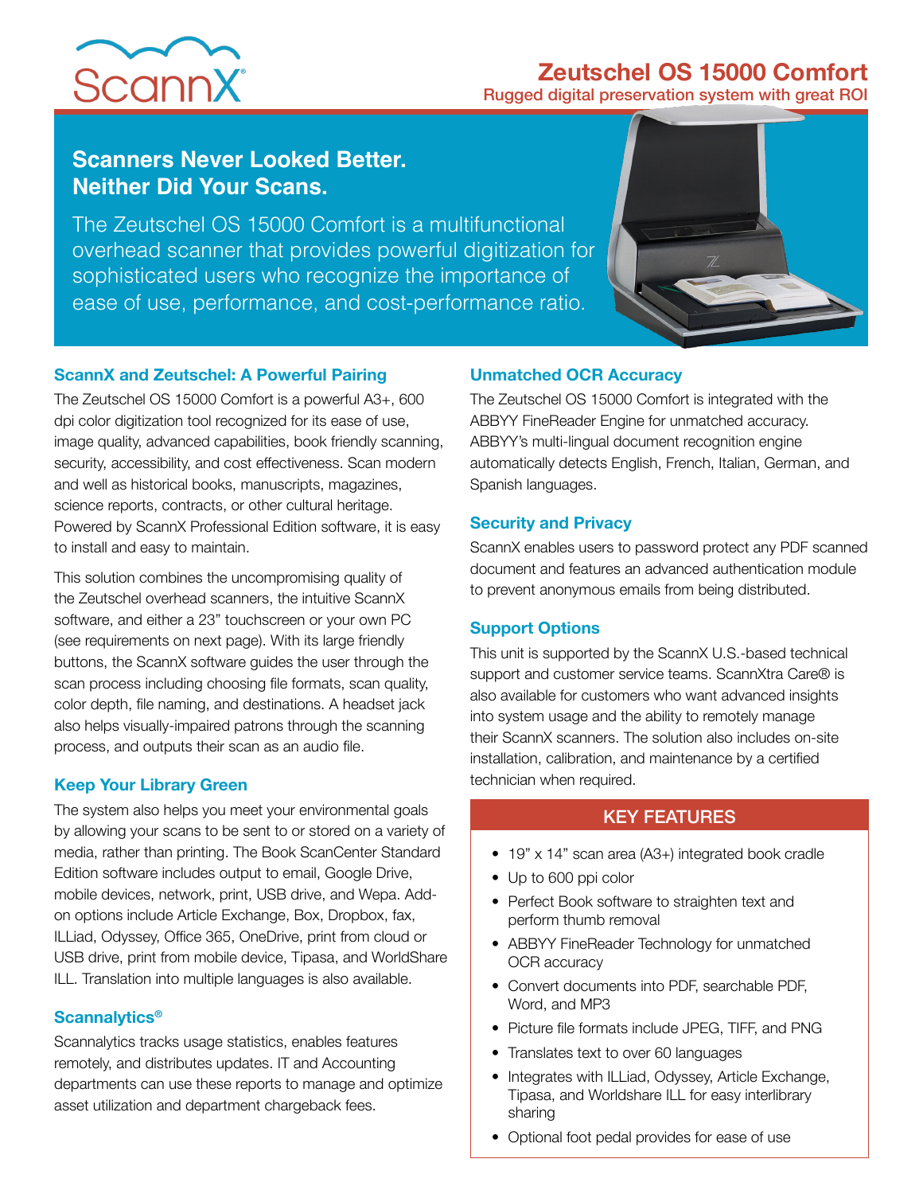ScannX®

# Zeutschel OS 15000 Comfort

Rugged digital preservation system with great ROI

## Scanners Never Looked Better. Neither Did Your Scans.

The Zeutschel OS 15000 Comfort is a multifunctional overhead scanner that provides powerful digitization for sophisticated users who recognize the importance of ease of use, performance, and cost-performance ratio.

### ScannX and Zeutschel: A Powerful Pairing

The Zeutschel OS 15000 Comfort is a powerful A3+, 600 dpi color digitization tool recognized for its ease of use, image quality, advanced capabilities, book friendly scanning, security, accessibility, and cost effectiveness. Scan modern and well as historical books, manuscripts, magazines, science reports, contracts, or other cultural heritage. Powered by ScannX Professional Edition software, it is easy to install and easy to maintain.

This solution combines the uncompromising quality of the Zeutschel overhead scanners, the intuitive ScannX software, and either a 23" touchscreen or your own PC (see requirements on next page). With its large friendly buttons, the ScannX software guides the user through the scan process including choosing file formats, scan quality, color depth, file naming, and destinations. A headset jack also helps visually-impaired patrons through the scanning process, and outputs their scan as an audio file.

### Keep Your Library Green

The system also helps you meet your environmental goals by allowing your scans to be sent to or stored on a variety of media, rather than printing. The Book ScanCenter Standard Edition software includes output to email, Google Drive, mobile devices, network, print, USB drive, and Wepa. Add-on options include Article Exchange, Box, Dropbox, fax, ILLiad, Odyssey, Office 365, OneDrive, print from cloud or USB drive, print from mobile device, Tipasa, and WorldShare ILL. Translation into multiple languages is also available.

### Scannalytics®

Scannalytics tracks usage statistics, enables features remotely, and distributes updates. IT and Accounting departments can use these reports to manage and optimize asset utilization and department chargeback fees.

### Unmatched OCR Accuracy

The Zeutschel OS 15000 Comfort is integrated with the ABBYY FineReader Engine for unmatched accuracy. ABBYY's multi-lingual document recognition engine automatically detects English, French, Italian, German, and Spanish languages.

### Security and Privacy

ScannX enables users to password protect any PDF scanned document and features an advanced authentication module to prevent anonymous emails from being distributed.

### Support Options

This unit is supported by the ScannX U.S.-based technical support and customer service teams. ScannXtra Care® is also available for customers who want advanced insights into system usage and the ability to remotely manage their ScannX scanners. The solution also includes on-site installation, calibration, and maintenance by a certified technician when required.

### KEY FEATURES

- 19" x 14" scan area (A3+) integrated book cradle
- Up to 600 ppi color
- Perfect Book software to straighten text and perform thumb removal
- ABBYY FineReader Technology for unmatched OCR accuracy
- Convert documents into PDF, searchable PDF, Word, and MP3
- Picture file formats include JPEG, TIFF, and PNG
- Translates text to over 60 languages
- Integrates with ILLiad, Odyssey, Article Exchange, Tipasa, and Worldshare ILL for easy interlibrary sharing
- Optional foot pedal provides for ease of use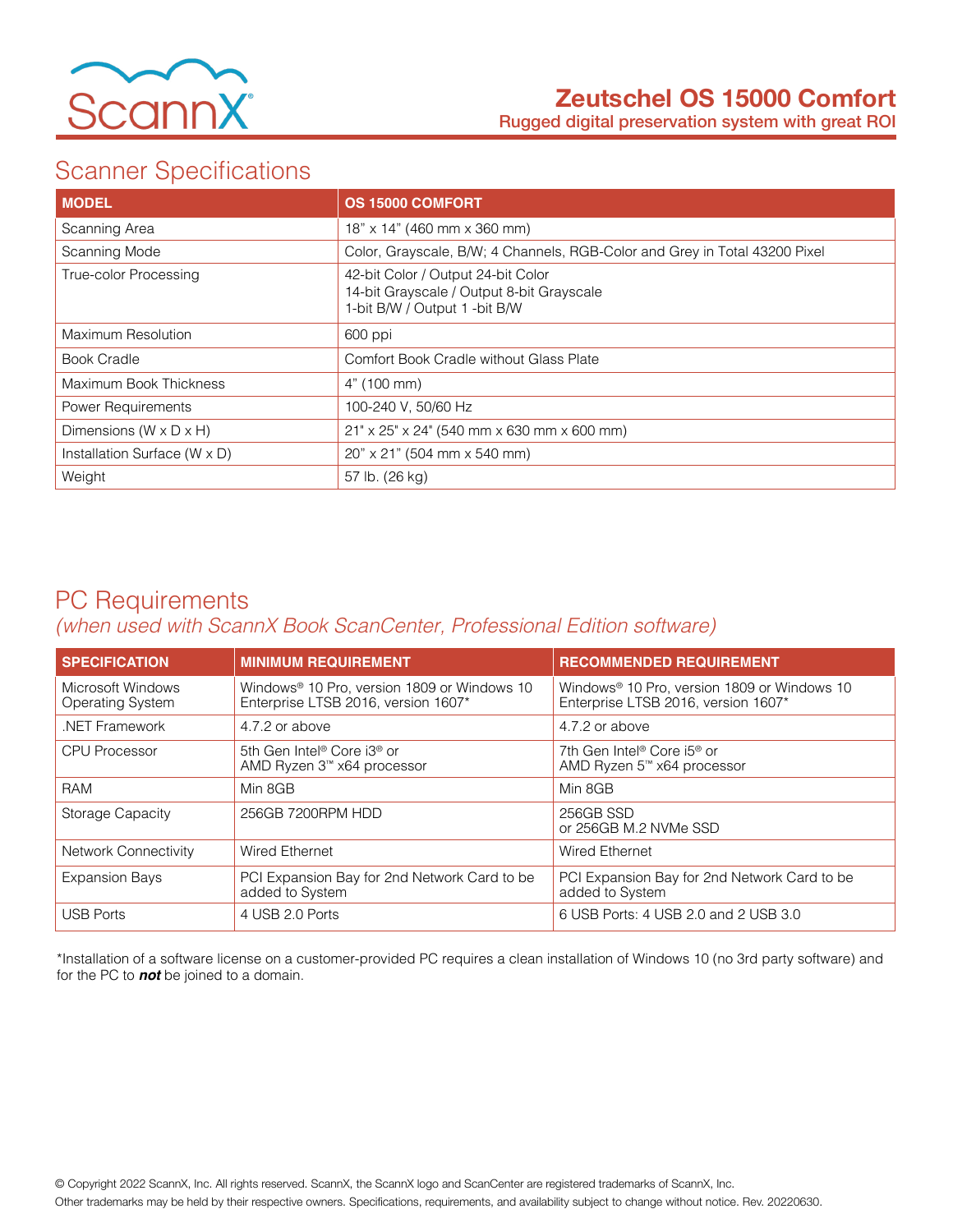# Zeutschel OS 15000 Comfort

Rugged digital preservation system with great ROI

## Scanner Specifications

| MODEL | OS 15000 COMFORT |
|---|---|
| Scanning Area | 18” x 14” (460 mm x 360 mm) |
| Scanning Mode | Color, Grayscale, B/W; 4 Channels, RGB-Color and Grey in Total 43200 Pixel |
| True-color Processing | 42-bit Color / Output 24-bit Color<br>14-bit Grayscale / Output 8-bit Grayscale<br>1-bit B/W / Output 1 -bit B/W |
| Maximum Resolution | 600 ppi |
| Book Cradle | Comfort Book Cradle without Glass Plate |
| Maximum Book Thickness | 4” (100 mm) |
| Power Requirements | 100-240 V, 50/60 Hz |
| Dimensions (W x D x H) | 21" x 25" x 24" (540 mm x 630 mm x 600 mm) |
| Installation Surface (W x D) | 20” x 21” (504 mm x 540 mm) |
| Weight | 57 lb. (26 kg) |

## PC Requirements

*(when used with ScannX Book ScanCenter, Professional Edition software)*

| SPECIFICATION | MINIMUM REQUIREMENT | RECOMMENDED REQUIREMENT |
|---|---|---|
| Microsoft Windows Operating System | Windows® 10 Pro, version 1809 or Windows 10 Enterprise LTSB 2016, version 1607* | Windows® 10 Pro, version 1809 or Windows 10 Enterprise LTSB 2016, version 1607* |
| .NET Framework | 4.7.2 or above | 4.7.2 or above |
| CPU Processor | 5th Gen Intel® Core i3® or<br>AMD Ryzen 3™ x64 processor | 7th Gen Intel® Core i5® or<br>AMD Ryzen 5™ x64 processor |
| RAM | Min 8GB | Min 8GB |
| Storage Capacity | 256GB 7200RPM HDD | 256GB SSD<br>or 256GB M.2 NVMe SSD |
| Network Connectivity | Wired Ethernet | Wired Ethernet |
| Expansion Bays | PCI Expansion Bay for 2nd Network Card to be added to System | PCI Expansion Bay for 2nd Network Card to be added to System |
| USB Ports | 4 USB 2.0 Ports | 6 USB Ports: 4 USB 2.0 and 2 USB 3.0 |

*Installation of a software license on a customer-provided PC requires a clean installation of Windows 10 (no 3rd party software) and for the PC to ***not*** be joined to a domain.

© Copyright 2022 ScannX, Inc. All rights reserved. ScannX, the ScannX logo and ScanCenter are registered trademarks of ScannX, Inc.
Other trademarks may be held by their respective owners. Specifications, requirements, and availability subject to change without notice. Rev. 20220630.